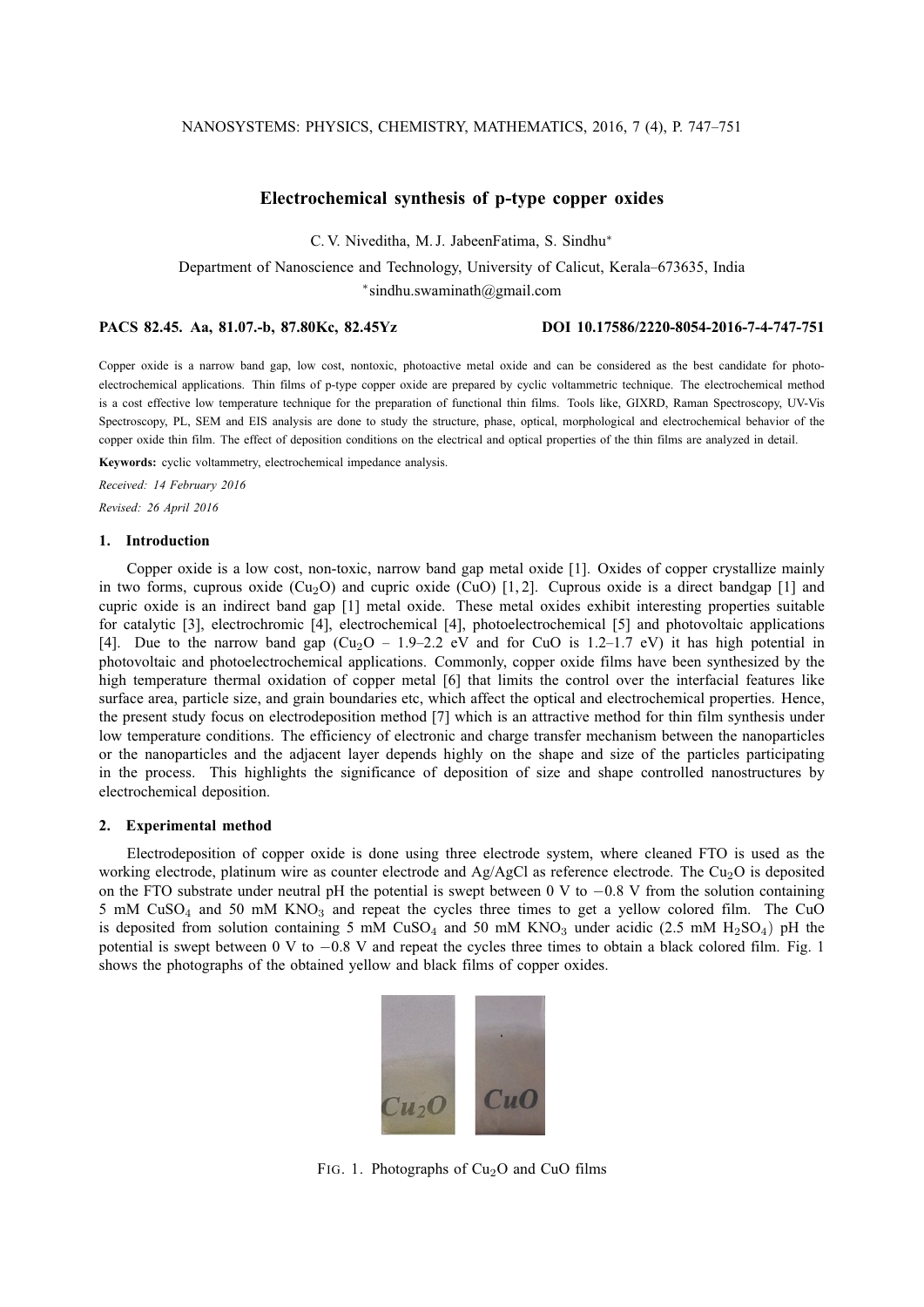# Electrochemical synthesis of p-type copper oxides

C. V. Niveditha, M. J. JabeenFatima, S. Sindhu*

Department of Nanoscience and Technology, University of Calicut, Kerala–673635, India

*sindhu.swaminath@gmail.com

**PACS 82.45. Aa, 81.07.-b, 87.80Kc, 82.45Yz** **DOI 10.17586/2220-8054-2016-7-4-747-751**

Copper oxide is a narrow band gap, low cost, nontoxic, photoactive metal oxide and can be considered as the best candidate for photo-electrochemical applications. Thin films of p-type copper oxide are prepared by cyclic voltammetric technique. The electrochemical method is a cost effective low temperature technique for the preparation of functional thin films. Tools like, GIXRD, Raman Spectroscopy, UV-Vis Spectroscopy, PL, SEM and EIS analysis are done to study the structure, phase, optical, morphological and electrochemical behavior of the copper oxide thin film. The effect of deposition conditions on the electrical and optical properties of the thin films are analyzed in detail.

**Keywords:** cyclic voltammetry, electrochemical impedance analysis.

*Received: 14 February 2016*

*Revised: 26 April 2016*

## 1. Introduction

Copper oxide is a low cost, non-toxic, narrow band gap metal oxide [1]. Oxides of copper crystallize mainly in two forms, cuprous oxide ($Cu_2O$) and cupric oxide (CuO) [1, 2]. Cuprous oxide is a direct bandgap [1] and cupric oxide is an indirect band gap [1] metal oxide. These metal oxides exhibit interesting properties suitable for catalytic [3], electrochromic [4], electrochemical [4], photoelectrochemical [5] and photovoltaic applications [4]. Due to the narrow band gap ($Cu_2O$ – 1.9–2.2 eV and for CuO is 1.2–1.7 eV) it has high potential in photovoltaic and photoelectrochemical applications. Commonly, copper oxide films have been synthesized by the high temperature thermal oxidation of copper metal [6] that limits the control over the interfacial features like surface area, particle size, and grain boundaries etc, which affect the optical and electrochemical properties. Hence, the present study focus on electrodeposition method [7] which is an attractive method for thin film synthesis under low temperature conditions. The efficiency of electronic and charge transfer mechanism between the nanoparticles or the nanoparticles and the adjacent layer depends highly on the shape and size of the particles participating in the process. This highlights the significance of deposition of size and shape controlled nanostructures by electrochemical deposition.

## 2. Experimental method

Electrodeposition of copper oxide is done using three electrode system, where cleaned FTO is used as the working electrode, platinum wire as counter electrode and Ag/AgCl as reference electrode. The $Cu_2O$ is deposited on the FTO substrate under neutral pH the potential is swept between 0 V to $-0.8$ V from the solution containing 5 mM $CuSO_4$ and 50 mM $KNO_3$ and repeat the cycles three times to get a yellow colored film. The CuO is deposited from solution containing 5 mM $CuSO_4$ and 50 mM $KNO_3$ under acidic (2.5 mM $H_2SO_4$) pH the potential is swept between 0 V to $-0.8$ V and repeat the cycles three times to obtain a black colored film. Fig. 1 shows the photographs of the obtained yellow and black films of copper oxides.

FIG. 1. Photographs of $Cu_2O$ and CuO films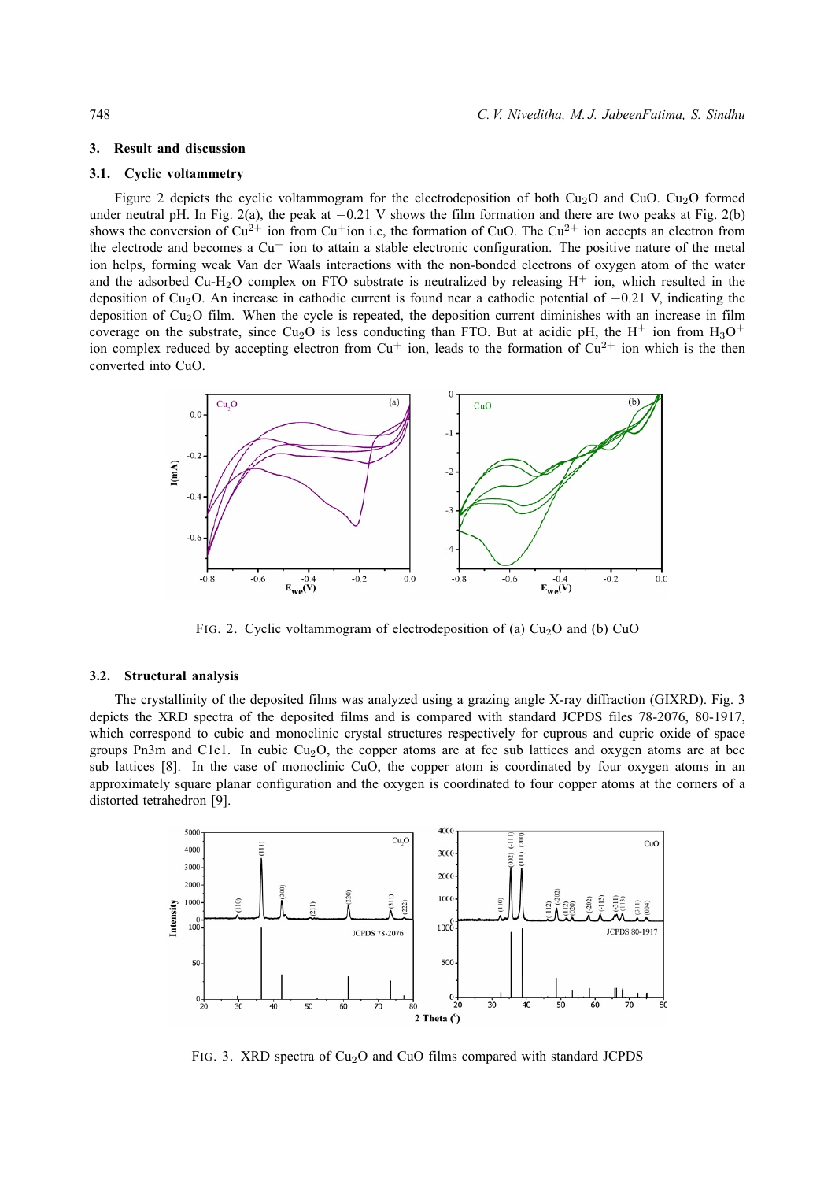## 3. Result and discussion

### 3.1. Cyclic voltammetry

Figure 2 depicts the cyclic voltammogram for the electrodeposition of both $Cu_2O$ and CuO. $Cu_2O$ formed under neutral pH. In Fig. 2(a), the peak at −0.21 V shows the film formation and there are two peaks at Fig. 2(b) shows the conversion of $Cu^{2+}$ ion from $Cu^{+}$ion i.e, the formation of CuO. The $Cu^{2+}$ ion accepts an electron from the electrode and becomes a $Cu^{+}$ ion to attain a stable electronic configuration. The positive nature of the metal ion helps, forming weak Van der Waals interactions with the non-bonded electrons of oxygen atom of the water and the adsorbed Cu-$H_2O$ complex on FTO substrate is neutralized by releasing $H^{+}$ ion, which resulted in the deposition of $Cu_2O$. An increase in cathodic current is found near a cathodic potential of −0.21 V, indicating the deposition of $Cu_2O$ film. When the cycle is repeated, the deposition current diminishes with an increase in film coverage on the substrate, since $Cu_2O$ is less conducting than FTO. But at acidic pH, the $H^{+}$ ion from $H_3O^{+}$ ion complex reduced by accepting electron from $Cu^{+}$ ion, leads to the formation of $Cu^{2+}$ ion which is the then converted into CuO.

FIG. 2. Cyclic voltammogram of electrodeposition of (a) $Cu_2O$ and (b) CuO

### 3.2. Structural analysis

The crystallinity of the deposited films was analyzed using a grazing angle X-ray diffraction (GIXRD). Fig. 3 depicts the XRD spectra of the deposited films and is compared with standard JCPDS files 78-2076, 80-1917, which correspond to cubic and monoclinic crystal structures respectively for cuprous and cupric oxide of space groups Pn3m and C1c1. In cubic $Cu_2O$, the copper atoms are at fcc sub lattices and oxygen atoms are at bcc sub lattices [8]. In the case of monoclinic CuO, the copper atom is coordinated by four oxygen atoms in an approximately square planar configuration and the oxygen is coordinated to four copper atoms at the corners of a distorted tetrahedron [9].

FIG. 3. XRD spectra of $Cu_2O$ and CuO films compared with standard JCPDS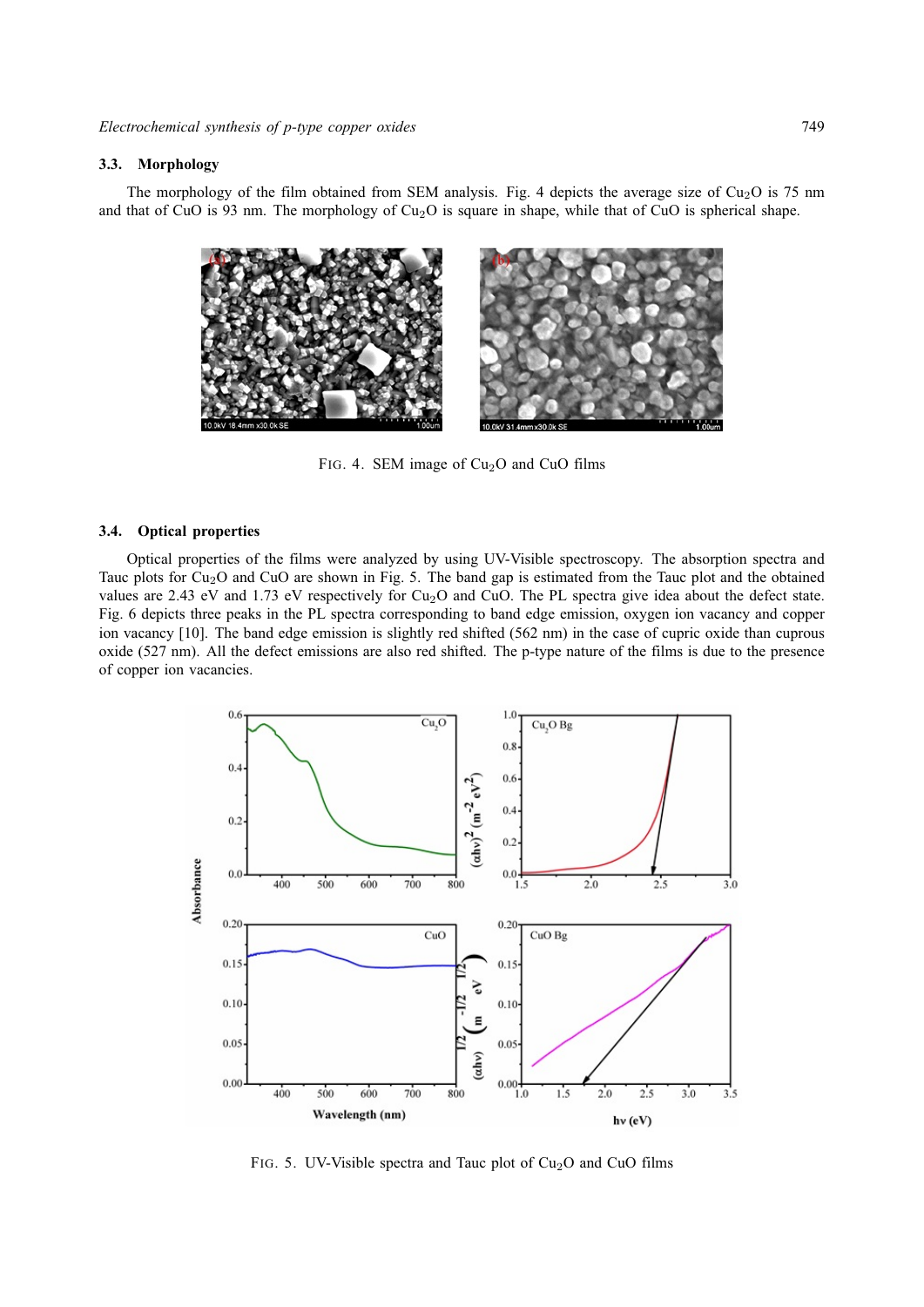### 3.3. Morphology

The morphology of the film obtained from SEM analysis. Fig. 4 depicts the average size of $Cu_2O$ is 75 nm and that of CuO is 93 nm. The morphology of $Cu_2O$ is square in shape, while that of CuO is spherical shape.

FIG. 4. SEM image of $Cu_2O$ and CuO films

### 3.4. Optical properties

Optical properties of the films were analyzed by using UV-Visible spectroscopy. The absorption spectra and Tauc plots for $Cu_2O$ and CuO are shown in Fig. 5. The band gap is estimated from the Tauc plot and the obtained values are 2.43 eV and 1.73 eV respectively for $Cu_2O$ and CuO. The PL spectra give idea about the defect state. Fig. 6 depicts three peaks in the PL spectra corresponding to band edge emission, oxygen ion vacancy and copper ion vacancy [10]. The band edge emission is slightly red shifted (562 nm) in the case of cupric oxide than cuprous oxide (527 nm). All the defect emissions are also red shifted. The p-type nature of the films is due to the presence of copper ion vacancies.

FIG. 5. UV-Visible spectra and Tauc plot of $Cu_2O$ and CuO films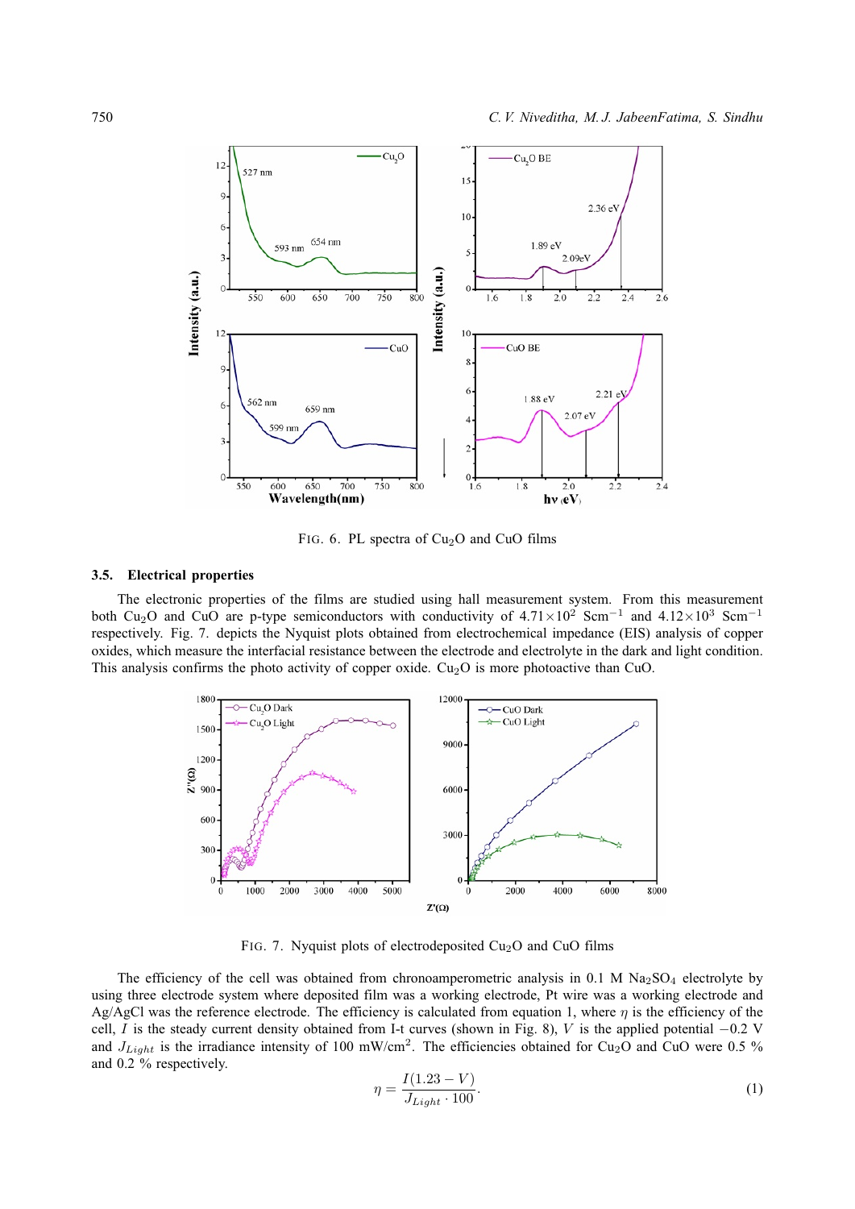FIG. 6. PL spectra of $Cu_2O$ and CuO films

### 3.5. Electrical properties

The electronic properties of the films are studied using hall measurement system. From this measurement both $Cu_2O$ and CuO are p-type semiconductors with conductivity of $4.71\times10^2$ $Scm^{-1}$ and $4.12\times10^3$ $Scm^{-1}$ respectively. Fig. 7. depicts the Nyquist plots obtained from electrochemical impedance (EIS) analysis of copper oxides, which measure the interfacial resistance between the electrode and electrolyte in the dark and light condition. This analysis confirms the photo activity of copper oxide. $Cu_2O$ is more photoactive than CuO.

FIG. 7. Nyquist plots of electrodeposited $Cu_2O$ and CuO films

The efficiency of the cell was obtained from chronoamperometric analysis in 0.1 M $Na_2SO_4$ electrolyte by using three electrode system where deposited film was a working electrode, Pt wire was a working electrode and Ag/AgCl was the reference electrode. The efficiency is calculated from equation 1, where $\eta$ is the efficiency of the cell, $I$ is the steady current density obtained from I-t curves (shown in Fig. 8), $V$ is the applied potential $-0.2$ V and $J_{Light}$ is the irradiance intensity of 100 mW/cm$^2$. The efficiencies obtained for $Cu_2O$ and CuO were 0.5 % and 0.2 % respectively.

$$\eta = \frac{I(1.23 - V)}{J_{Light} \cdot 100}. \tag{1}$$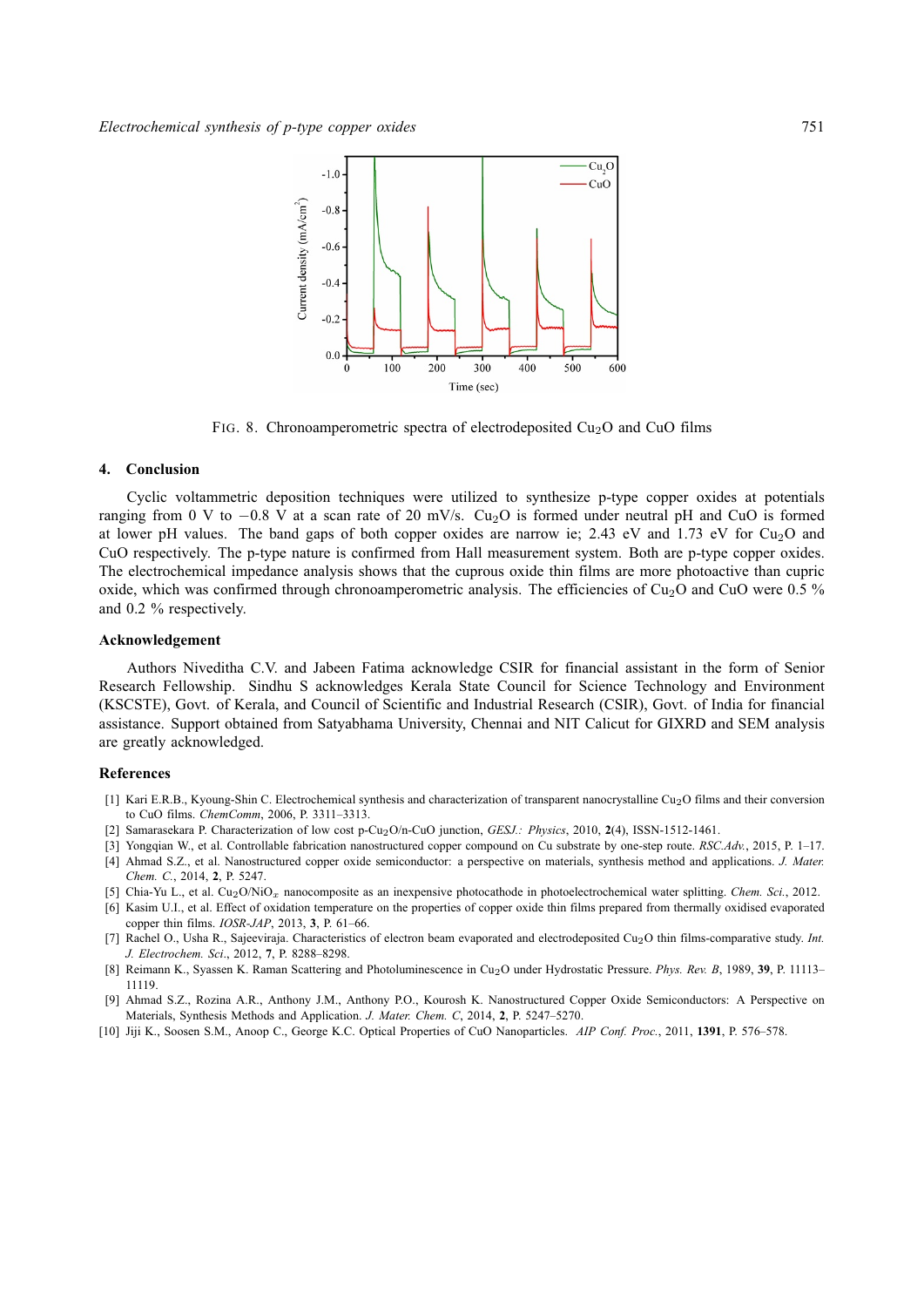Cu$_2$O
CuO
Current density (mA/cm$^2$)
-1.0
-0.8
-0.6
-0.4
-0.2
0.0
0
100
200
300
400
500
600
Time (sec)

FIG. 8. Chronoamperometric spectra of electrodeposited $Cu_2O$ and CuO films

## 4. Conclusion

Cyclic voltammetric deposition techniques were utilized to synthesize p-type copper oxides at potentials ranging from 0 V to −0.8 V at a scan rate of 20 mV/s. $Cu_2O$ is formed under neutral pH and CuO is formed at lower pH values. The band gaps of both copper oxides are narrow ie; 2.43 eV and 1.73 eV for $Cu_2O$ and CuO respectively. The p-type nature is confirmed from Hall measurement system. Both are p-type copper oxides. The electrochemical impedance analysis shows that the cuprous oxide thin films are more photoactive than cupric oxide, which was confirmed through chronoamperometric analysis. The efficiencies of $Cu_2O$ and CuO were 0.5 % and 0.2 % respectively.

### Acknowledgement

Authors Niveditha C.V. and Jabeen Fatima acknowledge CSIR for financial assistant in the form of Senior Research Fellowship. Sindhu S acknowledges Kerala State Council for Science Technology and Environment (KSCSTE), Govt. of Kerala, and Council of Scientific and Industrial Research (CSIR), Govt. of India for financial assistance. Support obtained from Satyabhama University, Chennai and NIT Calicut for GIXRD and SEM analysis are greatly acknowledged.

### References

[1] Kari E.R.B., Kyoung-Shin C. Electrochemical synthesis and characterization of transparent nanocrystalline $Cu_2O$ films and their conversion to CuO films. *ChemComm*, 2006, P. 3311–3313.

[2] Samarasekara P. Characterization of low cost p-$Cu_2O$/n-CuO junction, *GESJ.: Physics*, 2010, **2**(4), ISSN-1512-1461.

[3] Yongqian W., et al. Controllable fabrication nanostructured copper compound on Cu substrate by one-step route. *RSC.Adv.*, 2015, P. 1–17.

[4] Ahmad S.Z., et al. Nanostructured copper oxide semiconductor: a perspective on materials, synthesis method and applications. *J. Mater. Chem. C.*, 2014, **2**, P. 5247.

[5] Chia-Yu L., et al. $Cu_2O/NiO_x$ nanocomposite as an inexpensive photocathode in photoelectrochemical water splitting. *Chem. Sci.*, 2012.

[6] Kasim U.I., et al. Effect of oxidation temperature on the properties of copper oxide thin films prepared from thermally oxidised evaporated copper thin films. *IOSR-JAP*, 2013, **3**, P. 61–66.

[7] Rachel O., Usha R., Sajeeviraja. Characteristics of electron beam evaporated and electrodeposited $Cu_2O$ thin films-comparative study. *Int. J. Electrochem. Sci.*, 2012, **7**, P. 8288–8298.

[8] Reimann K., Syassen K. Raman Scattering and Photoluminescence in $Cu_2O$ under Hydrostatic Pressure. *Phys. Rev. B*, 1989, **39**, P. 11113–11119.

[9] Ahmad S.Z., Rozina A.R., Anthony J.M., Anthony P.O., Kourosh K. Nanostructured Copper Oxide Semiconductors: A Perspective on Materials, Synthesis Methods and Application. *J. Mater. Chem. C*, 2014, **2**, P. 5247–5270.

[10] Jiji K., Soosen S.M., Anoop C., George K.C. Optical Properties of CuO Nanoparticles. *AIP Conf. Proc.*, 2011, **1391**, P. 576–578.